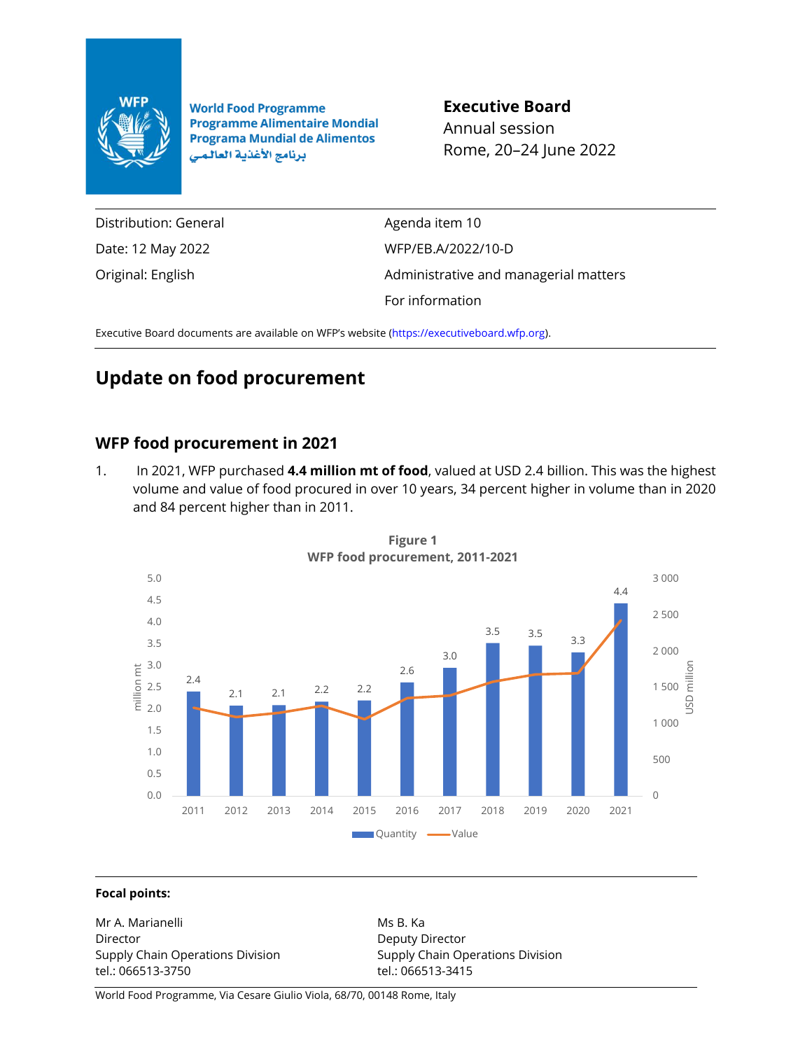World Food Programme
Programme Alimentaire Mondial
Programa Mundial de Alimentos
برنامج الأغذية العالمي

**Executive Board**
Annual session
Rome, 20–24 June 2022

| | |
|---|---|
| Distribution: General | Agenda item 10 |
| Date: 12 May 2022 | WFP/EB.A/2022/10-D |
| Original: English | Administrative and managerial matters |
| | For information |

Executive Board documents are available on WFP's website (https://executiveboard.wfp.org).

# Update on food procurement

## WFP food procurement in 2021

1. In 2021, WFP purchased **4.4 million mt of food**, valued at USD 2.4 billion. This was the highest volume and value of food procured in over 10 years, 34 percent higher in volume than in 2020 and 84 percent higher than in 2011.

**Figure 1**
**WFP food procurement, 2011-2021**

| Year | Quantity (million mt) |
|---|---|
| 2011 | 2.4 |
| 2012 | 2.1 |
| 2013 | 2.1 |
| 2014 | 2.2 |
| 2015 | 2.2 |
| 2016 | 2.6 |
| 2017 | 3.0 |
| 2018 | 3.5 |
| 2019 | 3.5 |
| 2020 | 3.3 |
| 2021 | 4.4 |

Legend: Quantity (million mt); Value (USD million)

**Focal points:**

Mr A. Marianelli
Director
Supply Chain Operations Division
tel.: 066513-3750

Ms B. Ka
Deputy Director
Supply Chain Operations Division
tel.: 066513-3415

World Food Programme, Via Cesare Giulio Viola, 68/70, 00148 Rome, Italy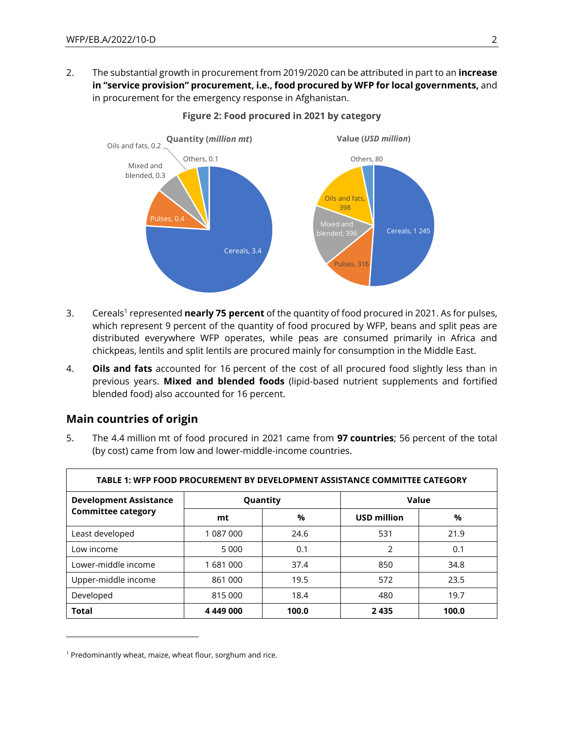2. The substantial growth in procurement from 2019/2020 can be attributed in part to an **increase in "service provision" procurement, i.e., food procured by WFP for local governments,** and in procurement for the emergency response in Afghanistan.

**Figure 2: Food procured in 2021 by category**

**Quantity (*million mt*)**

Oils and fats, 0.2; Others, 0.1; Mixed and blended, 0.3; Pulses, 0.4; Cereals, 3.4

**Value (*USD million*)**

Others, 80; Oils and fats, 398; Mixed and blended, 396; Pulses, 316; Cereals, 1 245

3. Cereals[1] represented **nearly 75 percent** of the quantity of food procured in 2021. As for pulses, which represent 9 percent of the quantity of food procured by WFP, beans and split peas are distributed everywhere WFP operates, while peas are consumed primarily in Africa and chickpeas, lentils and split lentils are procured mainly for consumption in the Middle East.

4. **Oils and fats** accounted for 16 percent of the cost of all procured food slightly less than in previous years. **Mixed and blended foods** (lipid-based nutrient supplements and fortified blended food) also accounted for 16 percent.

## Main countries of origin

5. The 4.4 million mt of food procured in 2021 came from **97 countries**; 56 percent of the total (by cost) came from low and lower-middle-income countries.

**TABLE 1: WFP FOOD PROCUREMENT BY DEVELOPMENT ASSISTANCE COMMITTEE CATEGORY**

| Development Assistance Committee category | Quantity | | Value | |
|---|---|---|---|---|
| | mt | % | USD million | % |
| Least developed | 1 087 000 | 24.6 | 531 | 21.9 |
| Low income | 5 000 | 0.1 | 2 | 0.1 |
| Lower-middle income | 1 681 000 | 37.4 | 850 | 34.8 |
| Upper-middle income | 861 000 | 19.5 | 572 | 23.5 |
| Developed | 815 000 | 18.4 | 480 | 19.7 |
| **Total** | **4 449 000** | **100.0** | **2 435** | **100.0** |

[1] Predominantly wheat, maize, wheat flour, sorghum and rice.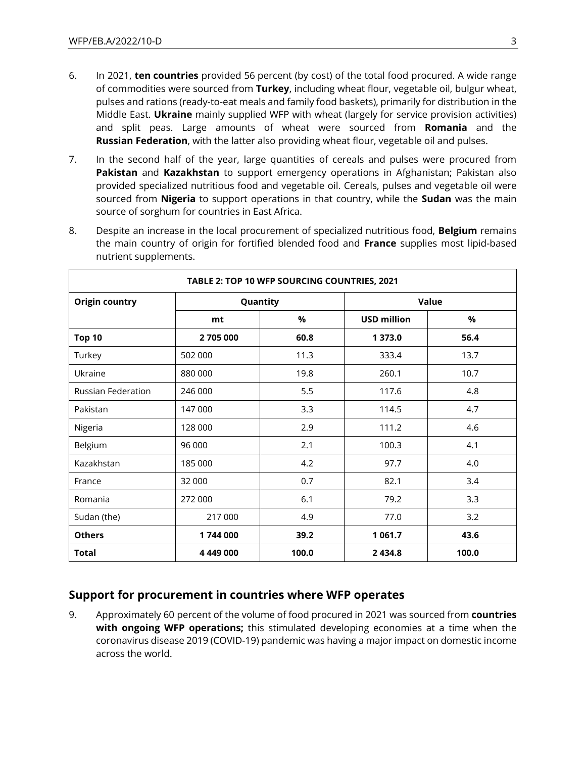6. In 2021, **ten countries** provided 56 percent (by cost) of the total food procured. A wide range of commodities were sourced from **Turkey**, including wheat flour, vegetable oil, bulgur wheat, pulses and rations (ready-to-eat meals and family food baskets), primarily for distribution in the Middle East. **Ukraine** mainly supplied WFP with wheat (largely for service provision activities) and split peas. Large amounts of wheat were sourced from **Romania** and the **Russian Federation**, with the latter also providing wheat flour, vegetable oil and pulses.

7. In the second half of the year, large quantities of cereals and pulses were procured from **Pakistan** and **Kazakhstan** to support emergency operations in Afghanistan; Pakistan also provided specialized nutritious food and vegetable oil. Cereals, pulses and vegetable oil were sourced from **Nigeria** to support operations in that country, while the **Sudan** was the main source of sorghum for countries in East Africa.

8. Despite an increase in the local procurement of specialized nutritious food, **Belgium** remains the main country of origin for fortified blended food and **France** supplies most lipid-based nutrient supplements.

**TABLE 2: TOP 10 WFP SOURCING COUNTRIES, 2021**

| Origin country | Quantity | | Value | |
|---|---|---|---|---|
| | mt | % | USD million | % |
| **Top 10** | **2 705 000** | **60.8** | **1 373.0** | **56.4** |
| Turkey | 502 000 | 11.3 | 333.4 | 13.7 |
| Ukraine | 880 000 | 19.8 | 260.1 | 10.7 |
| Russian Federation | 246 000 | 5.5 | 117.6 | 4.8 |
| Pakistan | 147 000 | 3.3 | 114.5 | 4.7 |
| Nigeria | 128 000 | 2.9 | 111.2 | 4.6 |
| Belgium | 96 000 | 2.1 | 100.3 | 4.1 |
| Kazakhstan | 185 000 | 4.2 | 97.7 | 4.0 |
| France | 32 000 | 0.7 | 82.1 | 3.4 |
| Romania | 272 000 | 6.1 | 79.2 | 3.3 |
| Sudan (the) | 217 000 | 4.9 | 77.0 | 3.2 |
| **Others** | **1 744 000** | **39.2** | **1 061.7** | **43.6** |
| **Total** | **4 449 000** | **100.0** | **2 434.8** | **100.0** |

## Support for procurement in countries where WFP operates

9. Approximately 60 percent of the volume of food procured in 2021 was sourced from **countries with ongoing WFP operations;** this stimulated developing economies at a time when the coronavirus disease 2019 (COVID-19) pandemic was having a major impact on domestic income across the world.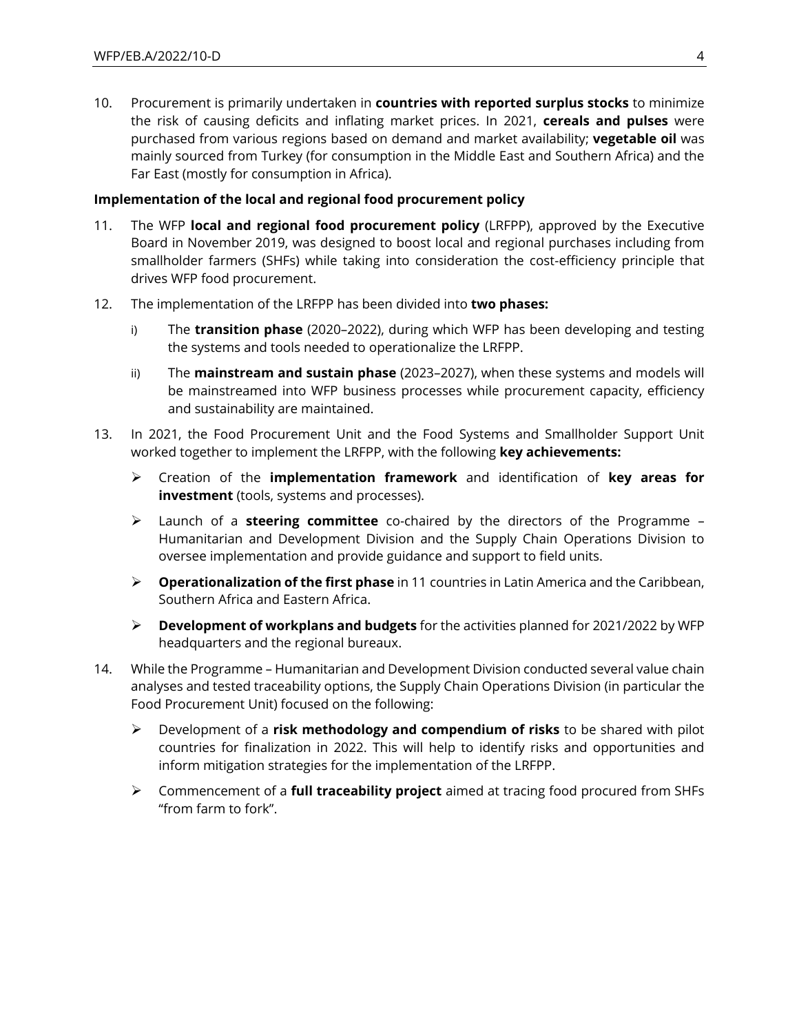10. Procurement is primarily undertaken in **countries with reported surplus stocks** to minimize the risk of causing deficits and inflating market prices. In 2021, **cereals and pulses** were purchased from various regions based on demand and market availability; **vegetable oil** was mainly sourced from Turkey (for consumption in the Middle East and Southern Africa) and the Far East (mostly for consumption in Africa).

**Implementation of the local and regional food procurement policy**

11. The WFP **local and regional food procurement policy** (LRFPP), approved by the Executive Board in November 2019, was designed to boost local and regional purchases including from smallholder farmers (SHFs) while taking into consideration the cost-efficiency principle that drives WFP food procurement.

12. The implementation of the LRFPP has been divided into **two phases:**

    i) The **transition phase** (2020–2022), during which WFP has been developing and testing the systems and tools needed to operationalize the LRFPP.

    ii) The **mainstream and sustain phase** (2023–2027), when these systems and models will be mainstreamed into WFP business processes while procurement capacity, efficiency and sustainability are maintained.

13. In 2021, the Food Procurement Unit and the Food Systems and Smallholder Support Unit worked together to implement the LRFPP, with the following **key achievements:**

    - Creation of the **implementation framework** and identification of **key areas for investment** (tools, systems and processes).
    - Launch of a **steering committee** co-chaired by the directors of the Programme – Humanitarian and Development Division and the Supply Chain Operations Division to oversee implementation and provide guidance and support to field units.
    - **Operationalization of the first phase** in 11 countries in Latin America and the Caribbean, Southern Africa and Eastern Africa.
    - **Development of workplans and budgets** for the activities planned for 2021/2022 by WFP headquarters and the regional bureaux.

14. While the Programme – Humanitarian and Development Division conducted several value chain analyses and tested traceability options, the Supply Chain Operations Division (in particular the Food Procurement Unit) focused on the following:

    - Development of a **risk methodology and compendium of risks** to be shared with pilot countries for finalization in 2022. This will help to identify risks and opportunities and inform mitigation strategies for the implementation of the LRFPP.
    - Commencement of a **full traceability project** aimed at tracing food procured from SHFs "from farm to fork".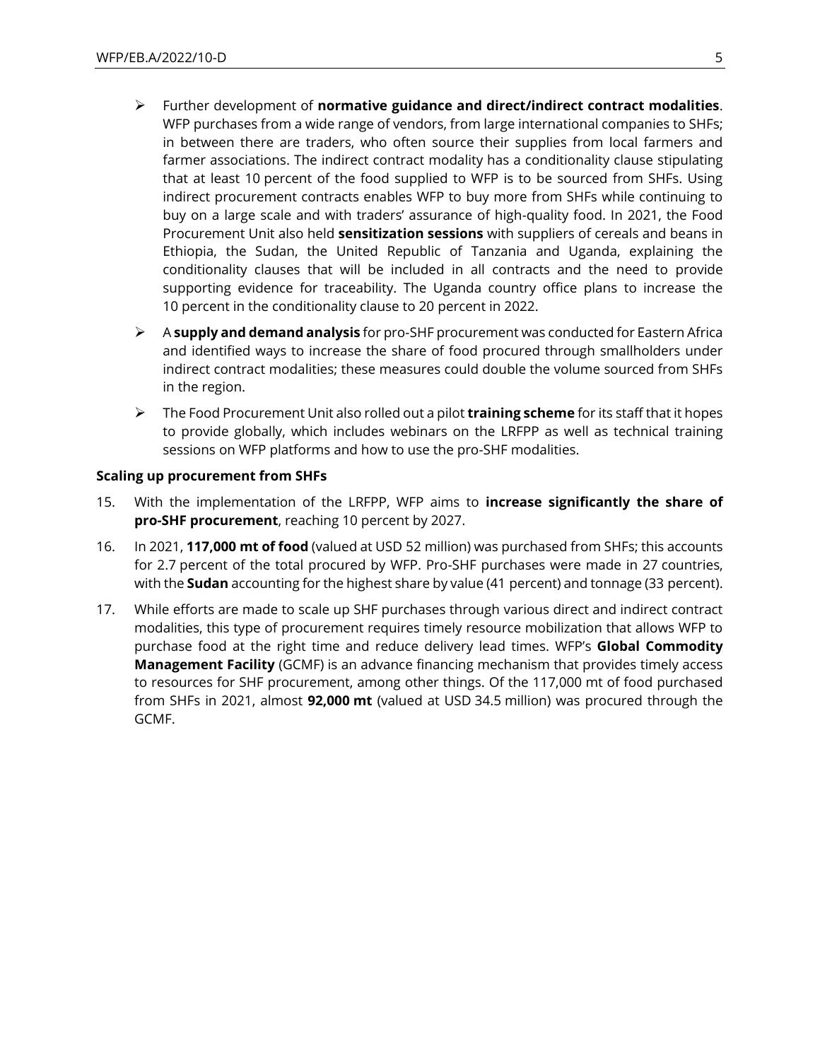- Further development of **normative guidance and direct/indirect contract modalities**. WFP purchases from a wide range of vendors, from large international companies to SHFs; in between there are traders, who often source their supplies from local farmers and farmer associations. The indirect contract modality has a conditionality clause stipulating that at least 10 percent of the food supplied to WFP is to be sourced from SHFs. Using indirect procurement contracts enables WFP to buy more from SHFs while continuing to buy on a large scale and with traders' assurance of high-quality food. In 2021, the Food Procurement Unit also held **sensitization sessions** with suppliers of cereals and beans in Ethiopia, the Sudan, the United Republic of Tanzania and Uganda, explaining the conditionality clauses that will be included in all contracts and the need to provide supporting evidence for traceability. The Uganda country office plans to increase the 10 percent in the conditionality clause to 20 percent in 2022.
- A **supply and demand analysis** for pro-SHF procurement was conducted for Eastern Africa and identified ways to increase the share of food procured through smallholders under indirect contract modalities; these measures could double the volume sourced from SHFs in the region.
- The Food Procurement Unit also rolled out a pilot **training scheme** for its staff that it hopes to provide globally, which includes webinars on the LRFPP as well as technical training sessions on WFP platforms and how to use the pro-SHF modalities.

**Scaling up procurement from SHFs**

15. With the implementation of the LRFPP, WFP aims to **increase significantly the share of pro-SHF procurement**, reaching 10 percent by 2027.

16. In 2021, **117,000 mt of food** (valued at USD 52 million) was purchased from SHFs; this accounts for 2.7 percent of the total procured by WFP. Pro-SHF purchases were made in 27 countries, with the **Sudan** accounting for the highest share by value (41 percent) and tonnage (33 percent).

17. While efforts are made to scale up SHF purchases through various direct and indirect contract modalities, this type of procurement requires timely resource mobilization that allows WFP to purchase food at the right time and reduce delivery lead times. WFP's **Global Commodity Management Facility** (GCMF) is an advance financing mechanism that provides timely access to resources for SHF procurement, among other things. Of the 117,000 mt of food purchased from SHFs in 2021, almost **92,000 mt** (valued at USD 34.5 million) was procured through the GCMF.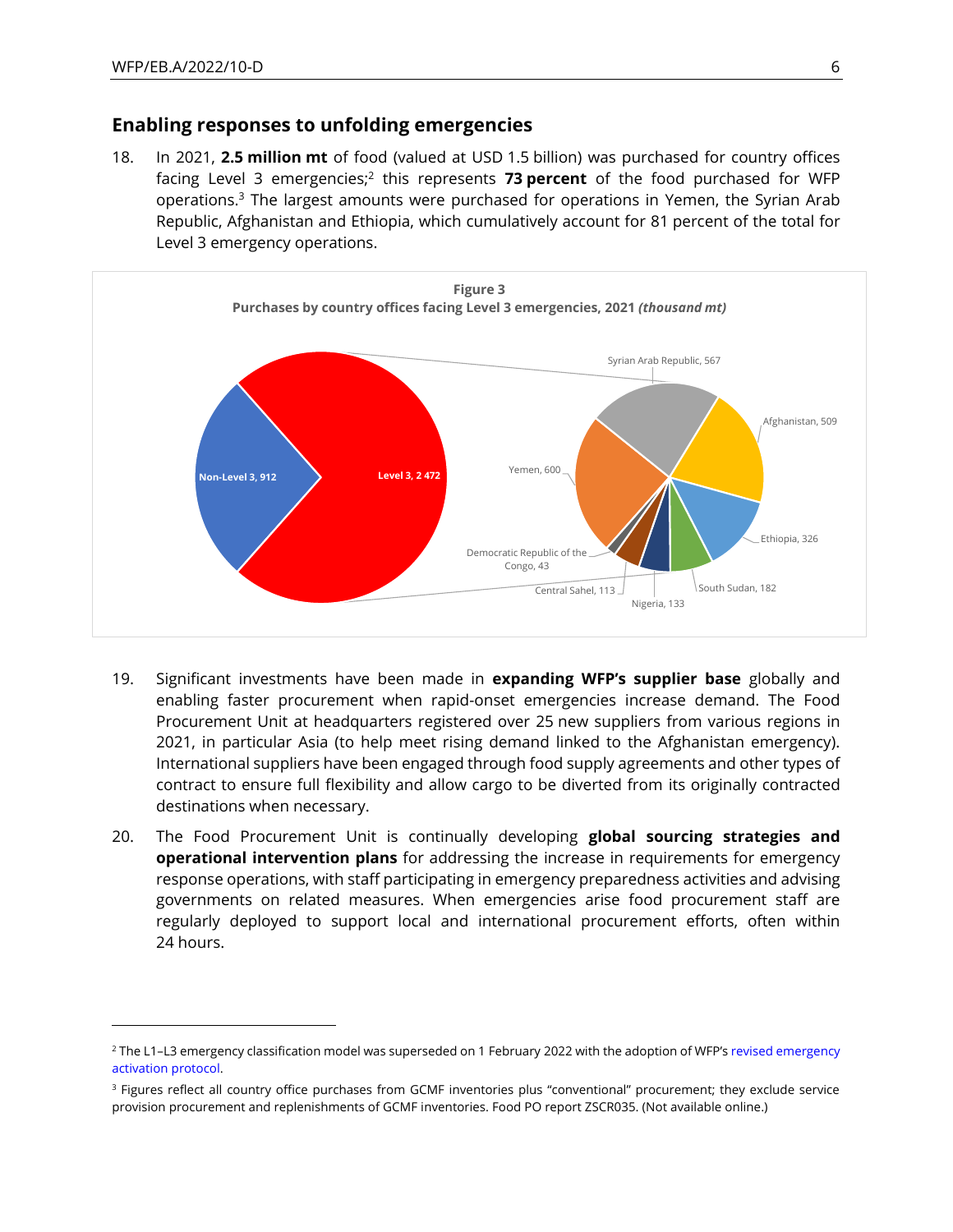## Enabling responses to unfolding emergencies

18. In 2021, **2.5 million mt** of food (valued at USD 1.5 billion) was purchased for country offices facing Level 3 emergencies;[2] this represents **73 percent** of the food purchased for WFP operations.[3] The largest amounts were purchased for operations in Yemen, the Syrian Arab Republic, Afghanistan and Ethiopia, which cumulatively account for 81 percent of the total for Level 3 emergency operations.

**Figure 3**
**Purchases by country offices facing Level 3 emergencies, 2021** ***(thousand mt)***

Non-Level 3, 912
Level 3, 2 472

Syrian Arab Republic, 567
Afghanistan, 509
Yemen, 600
Ethiopia, 326
Democratic Republic of the Congo, 43
South Sudan, 182
Central Sahel, 113
Nigeria, 133

19. Significant investments have been made in **expanding WFP's supplier base** globally and enabling faster procurement when rapid-onset emergencies increase demand. The Food Procurement Unit at headquarters registered over 25 new suppliers from various regions in 2021, in particular Asia (to help meet rising demand linked to the Afghanistan emergency). International suppliers have been engaged through food supply agreements and other types of contract to ensure full flexibility and allow cargo to be diverted from its originally contracted destinations when necessary.

20. The Food Procurement Unit is continually developing **global sourcing strategies and operational intervention plans** for addressing the increase in requirements for emergency response operations, with staff participating in emergency preparedness activities and advising governments on related measures. When emergencies arise food procurement staff are regularly deployed to support local and international procurement efforts, often within 24 hours.

---

[2] The L1–L3 emergency classification model was superseded on 1 February 2022 with the adoption of WFP's revised emergency activation protocol.

[3] Figures reflect all country office purchases from GCMF inventories plus "conventional" procurement; they exclude service provision procurement and replenishments of GCMF inventories. Food PO report ZSCR035. (Not available online.)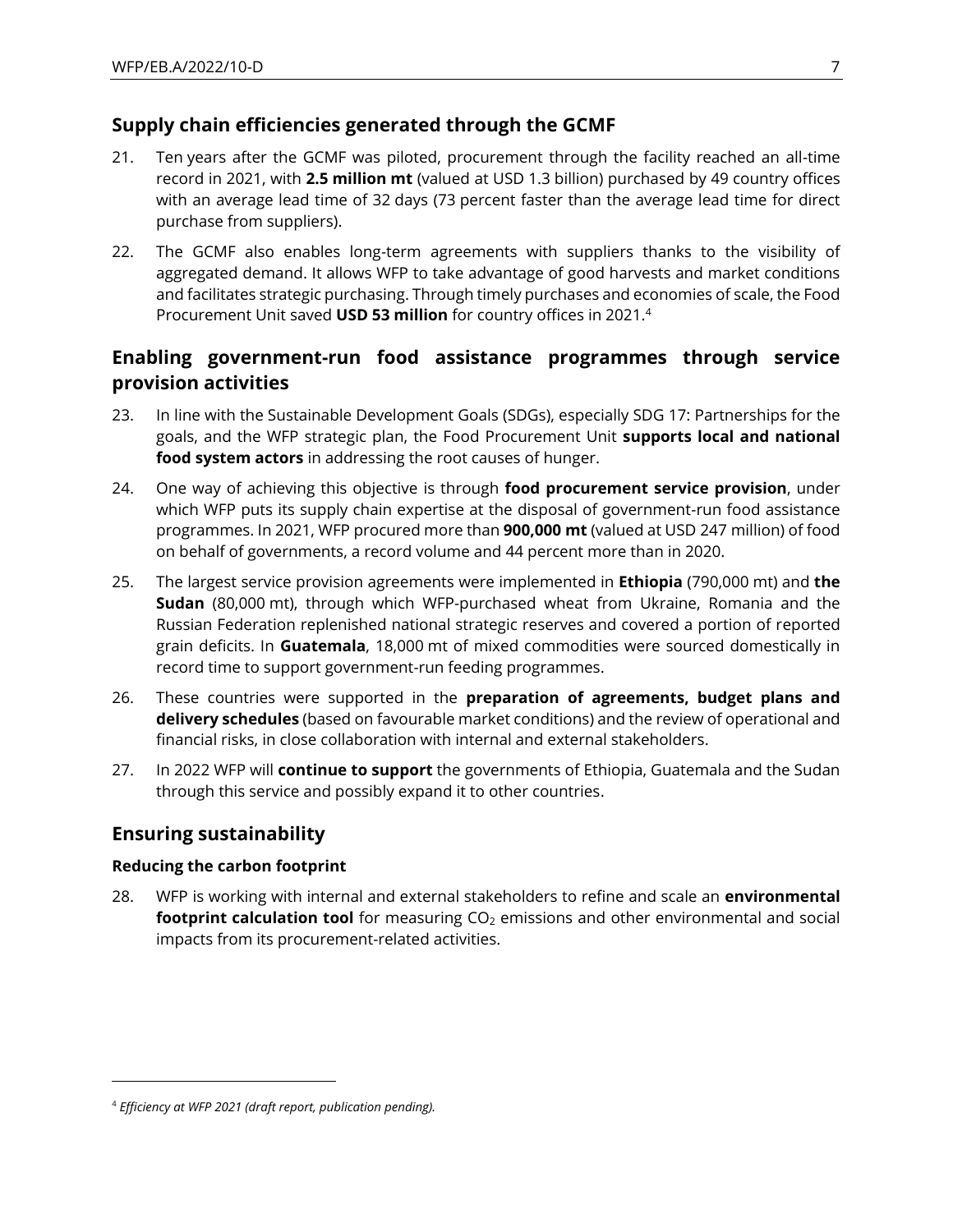## Supply chain efficiencies generated through the GCMF

21. Ten years after the GCMF was piloted, procurement through the facility reached an all-time record in 2021, with **2.5 million mt** (valued at USD 1.3 billion) purchased by 49 country offices with an average lead time of 32 days (73 percent faster than the average lead time for direct purchase from suppliers).

22. The GCMF also enables long-term agreements with suppliers thanks to the visibility of aggregated demand. It allows WFP to take advantage of good harvests and market conditions and facilitates strategic purchasing. Through timely purchases and economies of scale, the Food Procurement Unit saved **USD 53 million** for country offices in 2021.[4]

## Enabling government-run food assistance programmes through service provision activities

23. In line with the Sustainable Development Goals (SDGs), especially SDG 17: Partnerships for the goals, and the WFP strategic plan, the Food Procurement Unit **supports local and national food system actors** in addressing the root causes of hunger.

24. One way of achieving this objective is through **food procurement service provision**, under which WFP puts its supply chain expertise at the disposal of government-run food assistance programmes. In 2021, WFP procured more than **900,000 mt** (valued at USD 247 million) of food on behalf of governments, a record volume and 44 percent more than in 2020.

25. The largest service provision agreements were implemented in **Ethiopia** (790,000 mt) and **the Sudan** (80,000 mt), through which WFP-purchased wheat from Ukraine, Romania and the Russian Federation replenished national strategic reserves and covered a portion of reported grain deficits. In **Guatemala**, 18,000 mt of mixed commodities were sourced domestically in record time to support government-run feeding programmes.

26. These countries were supported in the **preparation of agreements, budget plans and delivery schedules** (based on favourable market conditions) and the review of operational and financial risks, in close collaboration with internal and external stakeholders.

27. In 2022 WFP will **continue to support** the governments of Ethiopia, Guatemala and the Sudan through this service and possibly expand it to other countries.

## Ensuring sustainability

### Reducing the carbon footprint

28. WFP is working with internal and external stakeholders to refine and scale an **environmental footprint calculation tool** for measuring $CO_2$ emissions and other environmental and social impacts from its procurement-related activities.

---

[4] *Efficiency at WFP 2021 (draft report, publication pending).*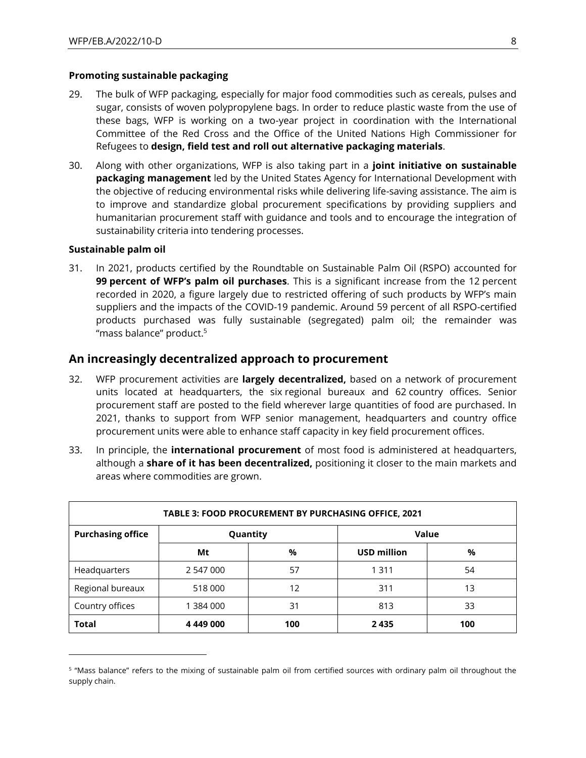### Promoting sustainable packaging

29. The bulk of WFP packaging, especially for major food commodities such as cereals, pulses and sugar, consists of woven polypropylene bags. In order to reduce plastic waste from the use of these bags, WFP is working on a two-year project in coordination with the International Committee of the Red Cross and the Office of the United Nations High Commissioner for Refugees to **design, field test and roll out alternative packaging materials**.

30. Along with other organizations, WFP is also taking part in a **joint initiative on sustainable packaging management** led by the United States Agency for International Development with the objective of reducing environmental risks while delivering life-saving assistance. The aim is to improve and standardize global procurement specifications by providing suppliers and humanitarian procurement staff with guidance and tools and to encourage the integration of sustainability criteria into tendering processes.

### Sustainable palm oil

31. In 2021, products certified by the Roundtable on Sustainable Palm Oil (RSPO) accounted for **99 percent of WFP's palm oil purchases**. This is a significant increase from the 12 percent recorded in 2020, a figure largely due to restricted offering of such products by WFP's main suppliers and the impacts of the COVID-19 pandemic. Around 59 percent of all RSPO-certified products purchased was fully sustainable (segregated) palm oil; the remainder was "mass balance" product.[5]

## An increasingly decentralized approach to procurement

32. WFP procurement activities are **largely decentralized,** based on a network of procurement units located at headquarters, the six regional bureaux and 62 country offices. Senior procurement staff are posted to the field wherever large quantities of food are purchased. In 2021, thanks to support from WFP senior management, headquarters and country office procurement units were able to enhance staff capacity in key field procurement offices.

33. In principle, the **international procurement** of most food is administered at headquarters, although a **share of it has been decentralized,** positioning it closer to the main markets and areas where commodities are grown.

| TABLE 3: FOOD PROCUREMENT BY PURCHASING OFFICE, 2021 | | | | |
|---|---|---|---|---|
| **Purchasing office** | **Quantity** | | **Value** | |
| | **Mt** | **%** | **USD million** | **%** |
| Headquarters | 2 547 000 | 57 | 1 311 | 54 |
| Regional bureaux | 518 000 | 12 | 311 | 13 |
| Country offices | 1 384 000 | 31 | 813 | 33 |
| **Total** | **4 449 000** | **100** | **2 435** | **100** |

---

[5] "Mass balance" refers to the mixing of sustainable palm oil from certified sources with ordinary palm oil throughout the supply chain.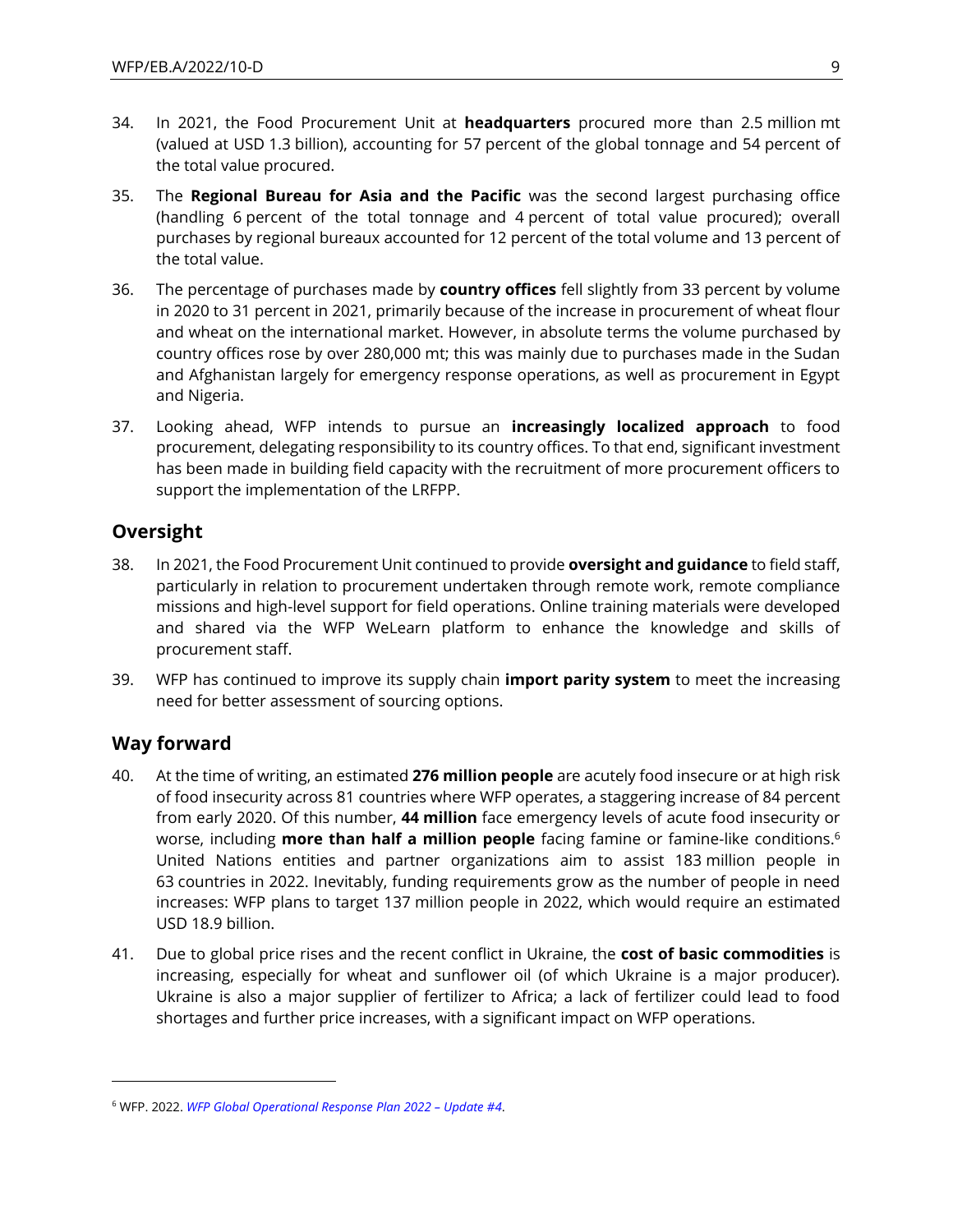34. In 2021, the Food Procurement Unit at **headquarters** procured more than 2.5 million mt (valued at USD 1.3 billion), accounting for 57 percent of the global tonnage and 54 percent of the total value procured.

35. The **Regional Bureau for Asia and the Pacific** was the second largest purchasing office (handling 6 percent of the total tonnage and 4 percent of total value procured); overall purchases by regional bureaux accounted for 12 percent of the total volume and 13 percent of the total value.

36. The percentage of purchases made by **country offices** fell slightly from 33 percent by volume in 2020 to 31 percent in 2021, primarily because of the increase in procurement of wheat flour and wheat on the international market. However, in absolute terms the volume purchased by country offices rose by over 280,000 mt; this was mainly due to purchases made in the Sudan and Afghanistan largely for emergency response operations, as well as procurement in Egypt and Nigeria.

37. Looking ahead, WFP intends to pursue an **increasingly localized approach** to food procurement, delegating responsibility to its country offices. To that end, significant investment has been made in building field capacity with the recruitment of more procurement officers to support the implementation of the LRFPP.

## Oversight

38. In 2021, the Food Procurement Unit continued to provide **oversight and guidance** to field staff, particularly in relation to procurement undertaken through remote work, remote compliance missions and high-level support for field operations. Online training materials were developed and shared via the WFP WeLearn platform to enhance the knowledge and skills of procurement staff.

39. WFP has continued to improve its supply chain **import parity system** to meet the increasing need for better assessment of sourcing options.

## Way forward

40. At the time of writing, an estimated **276 million people** are acutely food insecure or at high risk of food insecurity across 81 countries where WFP operates, a staggering increase of 84 percent from early 2020. Of this number, **44 million** face emergency levels of acute food insecurity or worse, including **more than half a million people** facing famine or famine-like conditions.[6] United Nations entities and partner organizations aim to assist 183 million people in 63 countries in 2022. Inevitably, funding requirements grow as the number of people in need increases: WFP plans to target 137 million people in 2022, which would require an estimated USD 18.9 billion.

41. Due to global price rises and the recent conflict in Ukraine, the **cost of basic commodities** is increasing, especially for wheat and sunflower oil (of which Ukraine is a major producer). Ukraine is also a major supplier of fertilizer to Africa; a lack of fertilizer could lead to food shortages and further price increases, with a significant impact on WFP operations.

---

[6] WFP. 2022. *WFP Global Operational Response Plan 2022 – Update #4*.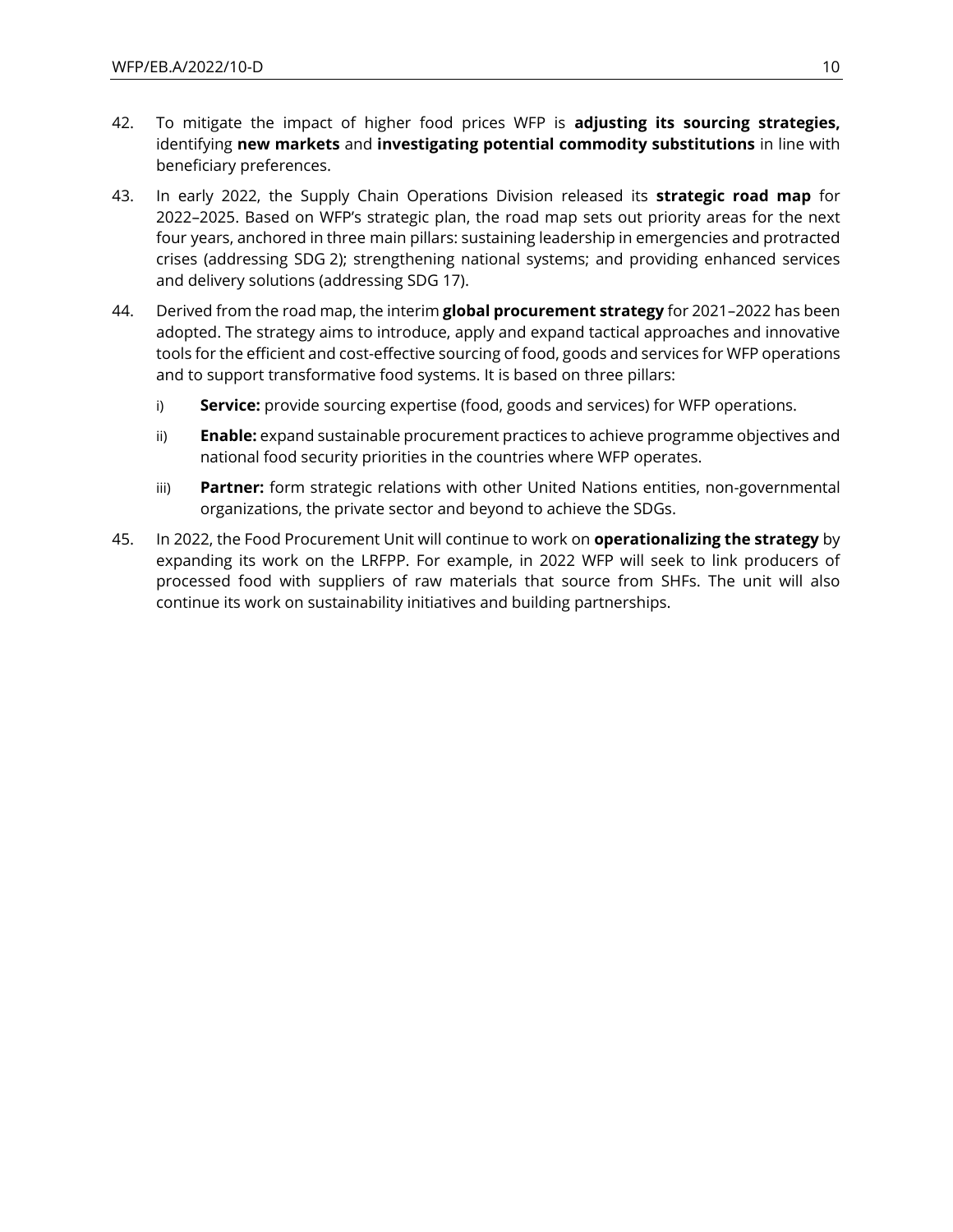42. To mitigate the impact of higher food prices WFP is **adjusting its sourcing strategies,** identifying **new markets** and **investigating potential commodity substitutions** in line with beneficiary preferences.

43. In early 2022, the Supply Chain Operations Division released its **strategic road map** for 2022–2025. Based on WFP's strategic plan, the road map sets out priority areas for the next four years, anchored in three main pillars: sustaining leadership in emergencies and protracted crises (addressing SDG 2); strengthening national systems; and providing enhanced services and delivery solutions (addressing SDG 17).

44. Derived from the road map, the interim **global procurement strategy** for 2021–2022 has been adopted. The strategy aims to introduce, apply and expand tactical approaches and innovative tools for the efficient and cost-effective sourcing of food, goods and services for WFP operations and to support transformative food systems. It is based on three pillars:

    i) **Service:** provide sourcing expertise (food, goods and services) for WFP operations.

    ii) **Enable:** expand sustainable procurement practices to achieve programme objectives and national food security priorities in the countries where WFP operates.

    iii) **Partner:** form strategic relations with other United Nations entities, non-governmental organizations, the private sector and beyond to achieve the SDGs.

45. In 2022, the Food Procurement Unit will continue to work on **operationalizing the strategy** by expanding its work on the LRFPP. For example, in 2022 WFP will seek to link producers of processed food with suppliers of raw materials that source from SHFs. The unit will also continue its work on sustainability initiatives and building partnerships.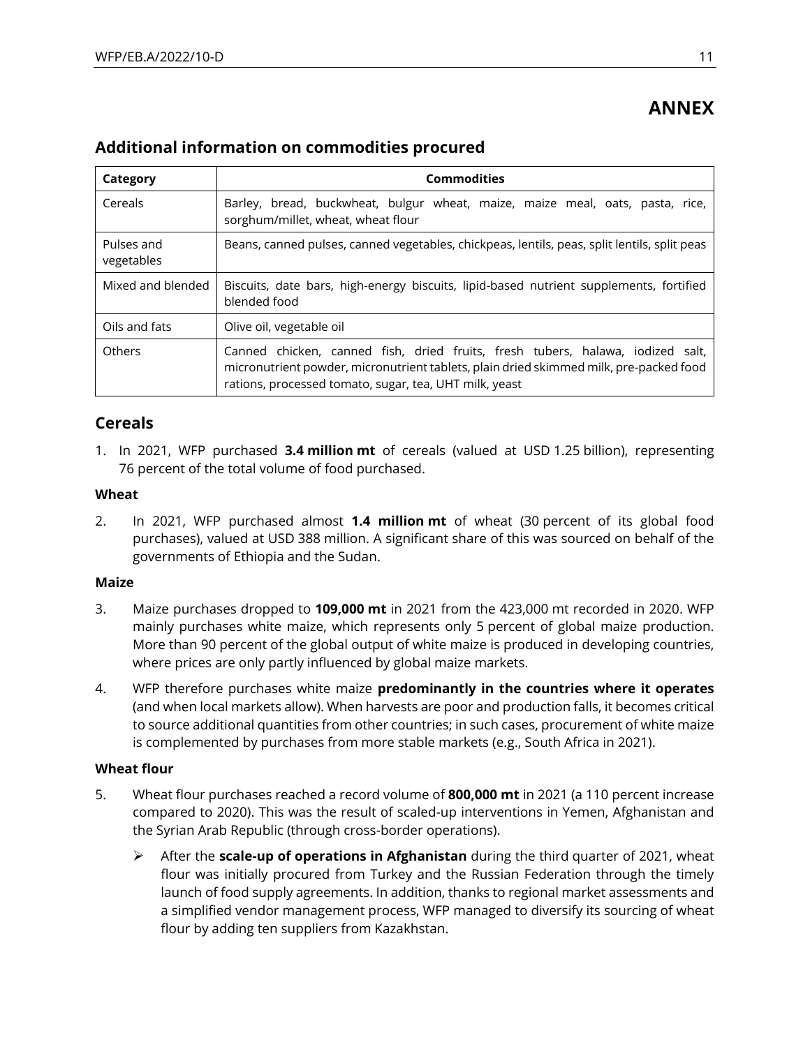# ANNEX

## Additional information on commodities procured

| Category | Commodities |
|---|---|
| Cereals | Barley, bread, buckwheat, bulgur wheat, maize, maize meal, oats, pasta, rice, sorghum/millet, wheat, wheat flour |
| Pulses and vegetables | Beans, canned pulses, canned vegetables, chickpeas, lentils, peas, split lentils, split peas |
| Mixed and blended | Biscuits, date bars, high-energy biscuits, lipid-based nutrient supplements, fortified blended food |
| Oils and fats | Olive oil, vegetable oil |
| Others | Canned chicken, canned fish, dried fruits, fresh tubers, halawa, iodized salt, micronutrient powder, micronutrient tablets, plain dried skimmed milk, pre-packed food rations, processed tomato, sugar, tea, UHT milk, yeast |

## Cereals

1. In 2021, WFP purchased **3.4 million mt** of cereals (valued at USD 1.25 billion), representing 76 percent of the total volume of food purchased.

**Wheat**

2. In 2021, WFP purchased almost **1.4 million mt** of wheat (30 percent of its global food purchases), valued at USD 388 million. A significant share of this was sourced on behalf of the governments of Ethiopia and the Sudan.

**Maize**

3. Maize purchases dropped to **109,000 mt** in 2021 from the 423,000 mt recorded in 2020. WFP mainly purchases white maize, which represents only 5 percent of global maize production. More than 90 percent of the global output of white maize is produced in developing countries, where prices are only partly influenced by global maize markets.

4. WFP therefore purchases white maize **predominantly in the countries where it operates** (and when local markets allow). When harvests are poor and production falls, it becomes critical to source additional quantities from other countries; in such cases, procurement of white maize is complemented by purchases from more stable markets (e.g., South Africa in 2021).

**Wheat flour**

5. Wheat flour purchases reached a record volume of **800,000 mt** in 2021 (a 110 percent increase compared to 2020). This was the result of scaled-up interventions in Yemen, Afghanistan and the Syrian Arab Republic (through cross-border operations).

   - After the **scale-up of operations in Afghanistan** during the third quarter of 2021, wheat flour was initially procured from Turkey and the Russian Federation through the timely launch of food supply agreements. In addition, thanks to regional market assessments and a simplified vendor management process, WFP managed to diversify its sourcing of wheat flour by adding ten suppliers from Kazakhstan.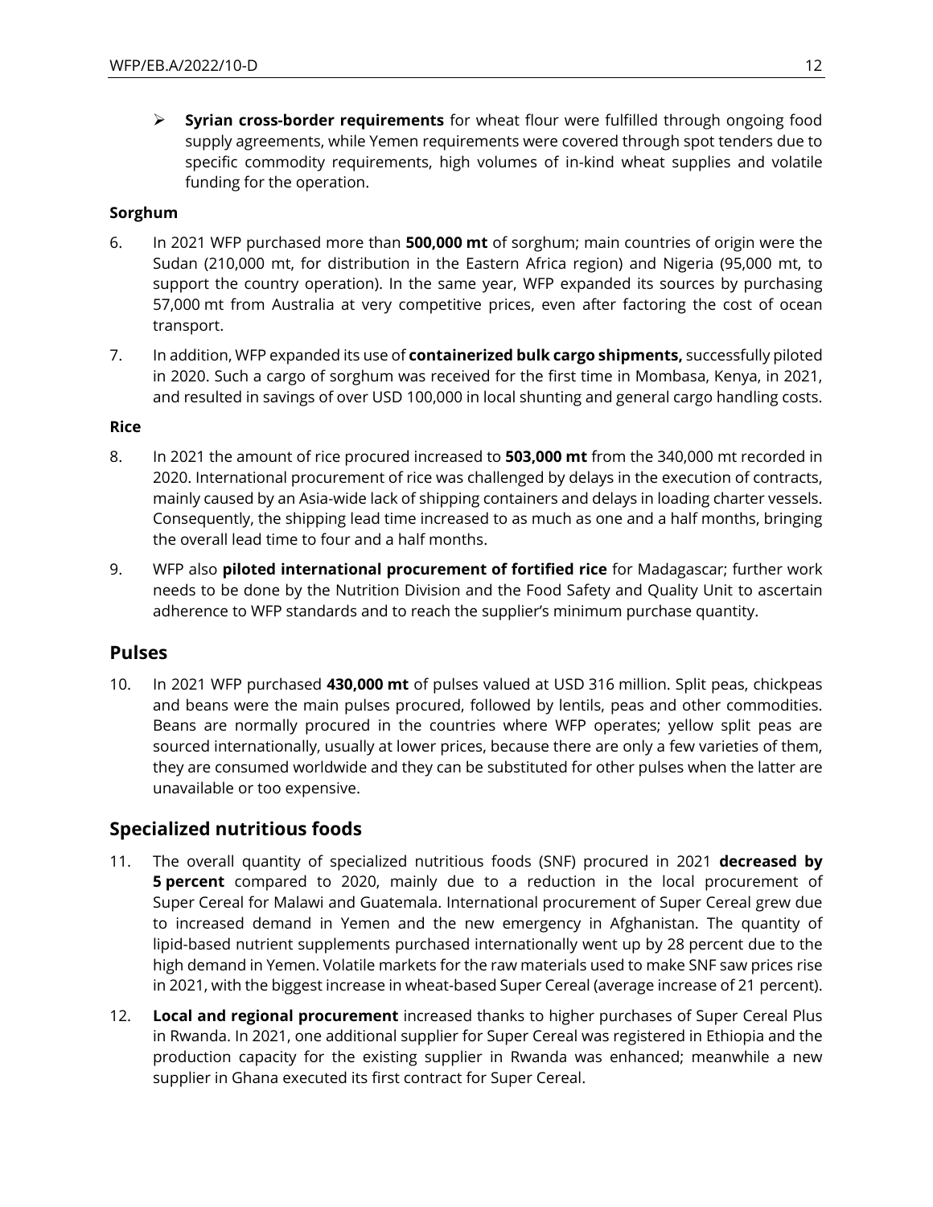- **Syrian cross-border requirements** for wheat flour were fulfilled through ongoing food supply agreements, while Yemen requirements were covered through spot tenders due to specific commodity requirements, high volumes of in-kind wheat supplies and volatile funding for the operation.

**Sorghum**

6. In 2021 WFP purchased more than **500,000 mt** of sorghum; main countries of origin were the Sudan (210,000 mt, for distribution in the Eastern Africa region) and Nigeria (95,000 mt, to support the country operation). In the same year, WFP expanded its sources by purchasing 57,000 mt from Australia at very competitive prices, even after factoring the cost of ocean transport.

7. In addition, WFP expanded its use of **containerized bulk cargo shipments,** successfully piloted in 2020. Such a cargo of sorghum was received for the first time in Mombasa, Kenya, in 2021, and resulted in savings of over USD 100,000 in local shunting and general cargo handling costs.

**Rice**

8. In 2021 the amount of rice procured increased to **503,000 mt** from the 340,000 mt recorded in 2020. International procurement of rice was challenged by delays in the execution of contracts, mainly caused by an Asia-wide lack of shipping containers and delays in loading charter vessels. Consequently, the shipping lead time increased to as much as one and a half months, bringing the overall lead time to four and a half months.

9. WFP also **piloted international procurement of fortified rice** for Madagascar; further work needs to be done by the Nutrition Division and the Food Safety and Quality Unit to ascertain adherence to WFP standards and to reach the supplier's minimum purchase quantity.

## Pulses

10. In 2021 WFP purchased **430,000 mt** of pulses valued at USD 316 million. Split peas, chickpeas and beans were the main pulses procured, followed by lentils, peas and other commodities. Beans are normally procured in the countries where WFP operates; yellow split peas are sourced internationally, usually at lower prices, because there are only a few varieties of them, they are consumed worldwide and they can be substituted for other pulses when the latter are unavailable or too expensive.

## Specialized nutritious foods

11. The overall quantity of specialized nutritious foods (SNF) procured in 2021 **decreased by 5 percent** compared to 2020, mainly due to a reduction in the local procurement of Super Cereal for Malawi and Guatemala. International procurement of Super Cereal grew due to increased demand in Yemen and the new emergency in Afghanistan. The quantity of lipid-based nutrient supplements purchased internationally went up by 28 percent due to the high demand in Yemen. Volatile markets for the raw materials used to make SNF saw prices rise in 2021, with the biggest increase in wheat-based Super Cereal (average increase of 21 percent).

12. **Local and regional procurement** increased thanks to higher purchases of Super Cereal Plus in Rwanda. In 2021, one additional supplier for Super Cereal was registered in Ethiopia and the production capacity for the existing supplier in Rwanda was enhanced; meanwhile a new supplier in Ghana executed its first contract for Super Cereal.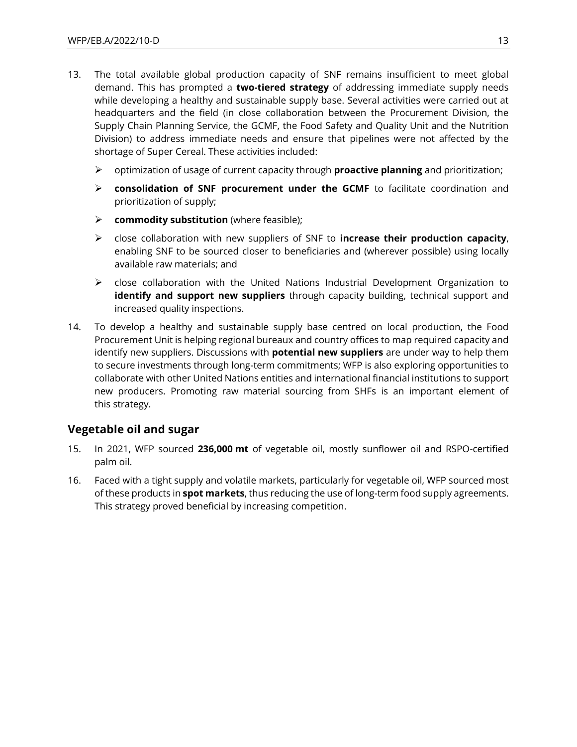13. The total available global production capacity of SNF remains insufficient to meet global demand. This has prompted a **two-tiered strategy** of addressing immediate supply needs while developing a healthy and sustainable supply base. Several activities were carried out at headquarters and the field (in close collaboration between the Procurement Division, the Supply Chain Planning Service, the GCMF, the Food Safety and Quality Unit and the Nutrition Division) to address immediate needs and ensure that pipelines were not affected by the shortage of Super Cereal. These activities included:

   - optimization of usage of current capacity through **proactive planning** and prioritization;
   - **consolidation of SNF procurement under the GCMF** to facilitate coordination and prioritization of supply;
   - **commodity substitution** (where feasible);
   - close collaboration with new suppliers of SNF to **increase their production capacity**, enabling SNF to be sourced closer to beneficiaries and (wherever possible) using locally available raw materials; and
   - close collaboration with the United Nations Industrial Development Organization to **identify and support new suppliers** through capacity building, technical support and increased quality inspections.

14. To develop a healthy and sustainable supply base centred on local production, the Food Procurement Unit is helping regional bureaux and country offices to map required capacity and identify new suppliers. Discussions with **potential new suppliers** are under way to help them to secure investments through long-term commitments; WFP is also exploring opportunities to collaborate with other United Nations entities and international financial institutions to support new producers. Promoting raw material sourcing from SHFs is an important element of this strategy.

## Vegetable oil and sugar

15. In 2021, WFP sourced **236,000 mt** of vegetable oil, mostly sunflower oil and RSPO-certified palm oil.

16. Faced with a tight supply and volatile markets, particularly for vegetable oil, WFP sourced most of these products in **spot markets**, thus reducing the use of long-term food supply agreements. This strategy proved beneficial by increasing competition.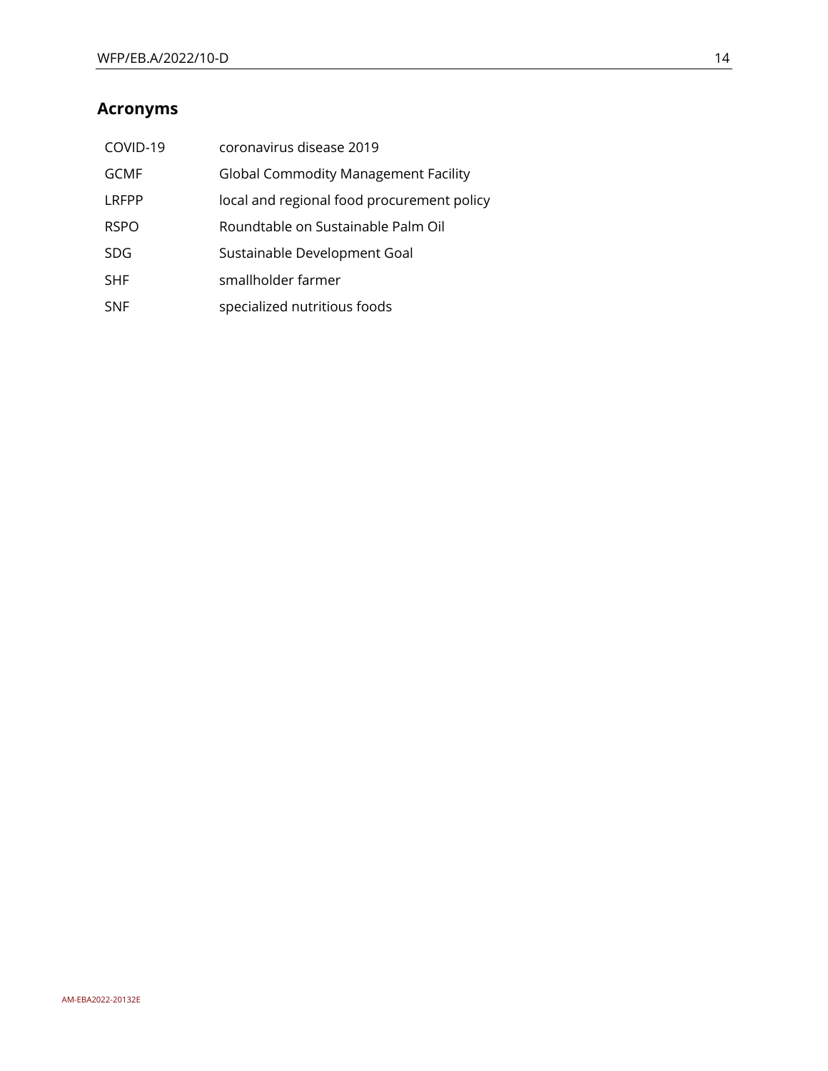## Acronyms

| | |
|---|---|
| COVID-19 | coronavirus disease 2019 |
| GCMF | Global Commodity Management Facility |
| LRFPP | local and regional food procurement policy |
| RSPO | Roundtable on Sustainable Palm Oil |
| SDG | Sustainable Development Goal |
| SHF | smallholder farmer |
| SNF | specialized nutritious foods |

AM-EBA2022-20132E